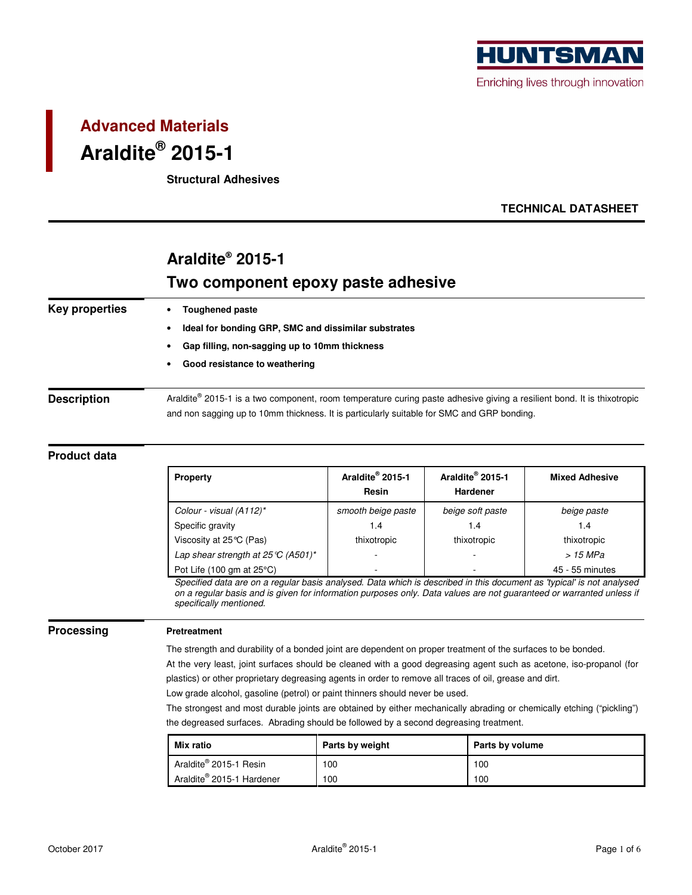HUNTSMAN

Enriching lives through innovation

# Advanced Materials

# Araldite® 2015-1

**Structural Adhesives**

**TECHNICAL DATASHEET**

## Araldite® 2015-1

## Two component epoxy paste adhesive

### Key properties

- **Toughened paste**
- **Ideal for bonding GRP, SMC and dissimilar substrates**
- **Gap filling, non-sagging up to 10mm thickness**
- **Good resistance to weathering**

### Description

Araldite® 2015-1 is a two component, room temperature curing paste adhesive giving a resilient bond. It is thixotropic and non sagging up to 10mm thickness. It is particularly suitable for SMC and GRP bonding.

### Product data

| Property | Araldite® 2015-1 Resin | Araldite® 2015-1 Hardener | Mixed Adhesive |
|---|---|---|---|
| *Colour - visual (A112)** | *smooth beige paste* | *beige soft paste* | *beige paste* |
| Specific gravity | 1.4 | 1.4 | 1.4 |
| Viscosity at 25°C (Pas) | thixotropic | thixotropic | thixotropic |
| *Lap shear strength at 25°C (A501)** | - | - | *> 15 MPa* |
| Pot Life (100 gm at 25°C) | - | - | 45 - 55 minutes |

*Specified data are on a regular basis analysed. Data which is described in this document as 'typical' is not analysed on a regular basis and is given for information purposes only. Data values are not guaranteed or warranted unless if specifically mentioned.*

### Processing

**Pretreatment**

The strength and durability of a bonded joint are dependent on proper treatment of the surfaces to be bonded.

At the very least, joint surfaces should be cleaned with a good degreasing agent such as acetone, iso-propanol (for plastics) or other proprietary degreasing agents in order to remove all traces of oil, grease and dirt.

Low grade alcohol, gasoline (petrol) or paint thinners should never be used.

The strongest and most durable joints are obtained by either mechanically abrading or chemically etching ("pickling") the degreased surfaces. Abrading should be followed by a second degreasing treatment.

| Mix ratio | Parts by weight | Parts by volume |
|---|---|---|
| Araldite® 2015-1 Resin | 100 | 100 |
| Araldite® 2015-1 Hardener | 100 | 100 |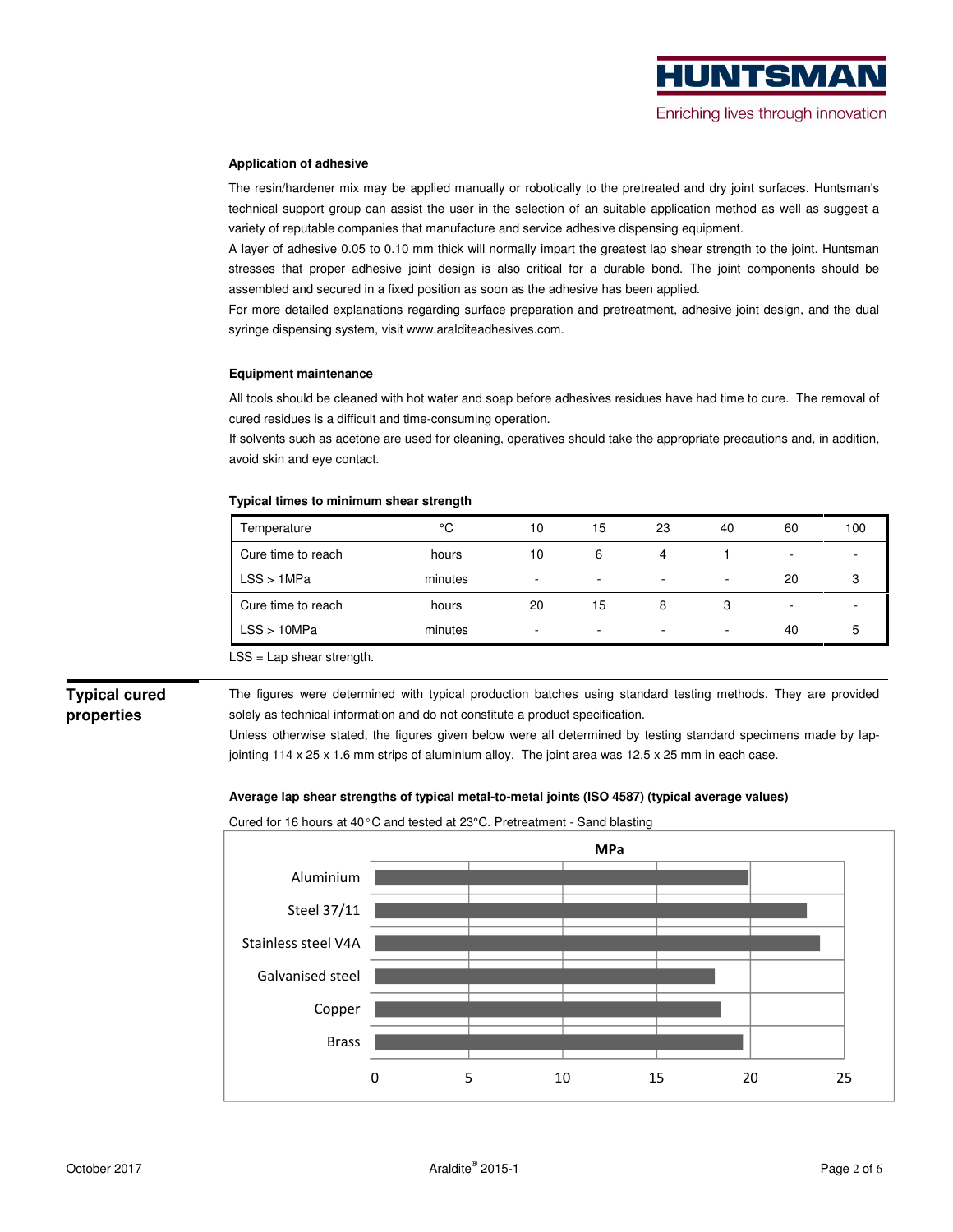#### Application of adhesive

The resin/hardener mix may be applied manually or robotically to the pretreated and dry joint surfaces. Huntsman's technical support group can assist the user in the selection of an suitable application method as well as suggest a variety of reputable companies that manufacture and service adhesive dispensing equipment.

A layer of adhesive 0.05 to 0.10 mm thick will normally impart the greatest lap shear strength to the joint. Huntsman stresses that proper adhesive joint design is also critical for a durable bond. The joint components should be assembled and secured in a fixed position as soon as the adhesive has been applied.

For more detailed explanations regarding surface preparation and pretreatment, adhesive joint design, and the dual syringe dispensing system, visit www.aralditeadhesives.com.

#### Equipment maintenance

All tools should be cleaned with hot water and soap before adhesives residues have had time to cure. The removal of cured residues is a difficult and time-consuming operation.

If solvents such as acetone are used for cleaning, operatives should take the appropriate precautions and, in addition, avoid skin and eye contact.

#### Typical times to minimum shear strength

| Temperature | °C | 10 | 15 | 23 | 40 | 60 | 100 |
|---|---|---|---|---|---|---|---|
| Cure time to reach | hours | 10 | 6 | 4 | 1 | - | - |
| LSS > 1MPa | minutes | - | - | - | - | 20 | 3 |
| Cure time to reach | hours | 20 | 15 | 8 | 3 | - | - |
| LSS > 10MPa | minutes | - | - | - | - | 40 | 5 |

LSS = Lap shear strength.

## Typical cured properties

The figures were determined with typical production batches using standard testing methods. They are provided solely as technical information and do not constitute a product specification.

Unless otherwise stated, the figures given below were all determined by testing standard specimens made by lap-jointing 114 x 25 x 1.6 mm strips of aluminium alloy. The joint area was 12.5 x 25 mm in each case.

#### Average lap shear strengths of typical metal-to-metal joints (ISO 4587) (typical average values)

Cured for 16 hours at 40°C and tested at 23°C. Pretreatment - Sand blasting

MPa

| Substrate | MPa (approx., read from chart) |
|---|---|
| Aluminium | ~20 |
| Steel 37/11 | ~23 |
| Stainless steel V4A | ~23.7 |
| Galvanised steel | ~18 |
| Copper | ~18.4 |
| Brass | ~19.6 |

Axis: 0, 5, 10, 15, 20, 25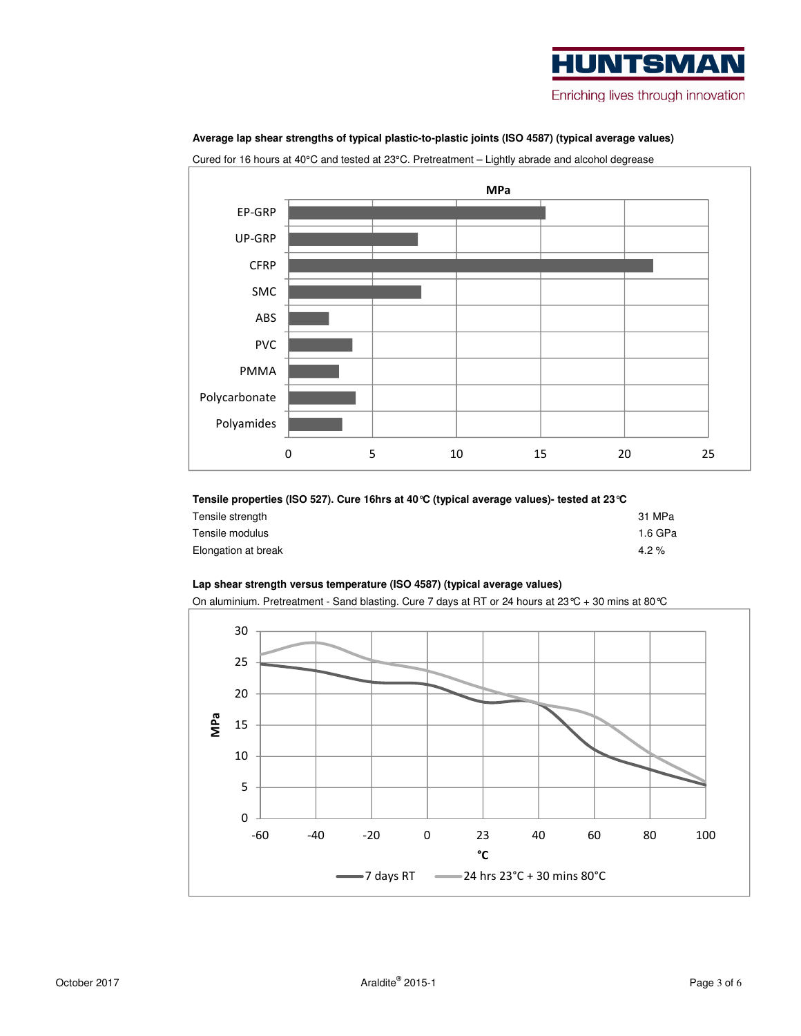### Average lap shear strengths of typical plastic-to-plastic joints (ISO 4587) (typical average values)

Cured for 16 hours at 40°C and tested at 23°C. Pretreatment – Lightly abrade and alcohol degrease

### Tensile properties (ISO 527). Cure 16hrs at 40°C (typical average values)- tested at 23°C

| Property | Value |
|---|---|
| Tensile strength | 31 MPa |
| Tensile modulus | 1.6 GPa |
| Elongation at break | 4.2 % |

### Lap shear strength versus temperature (ISO 4587) (typical average values)

On aluminium. Pretreatment - Sand blasting. Cure 7 days at RT or 24 hours at 23°C + 30 mins at 80°C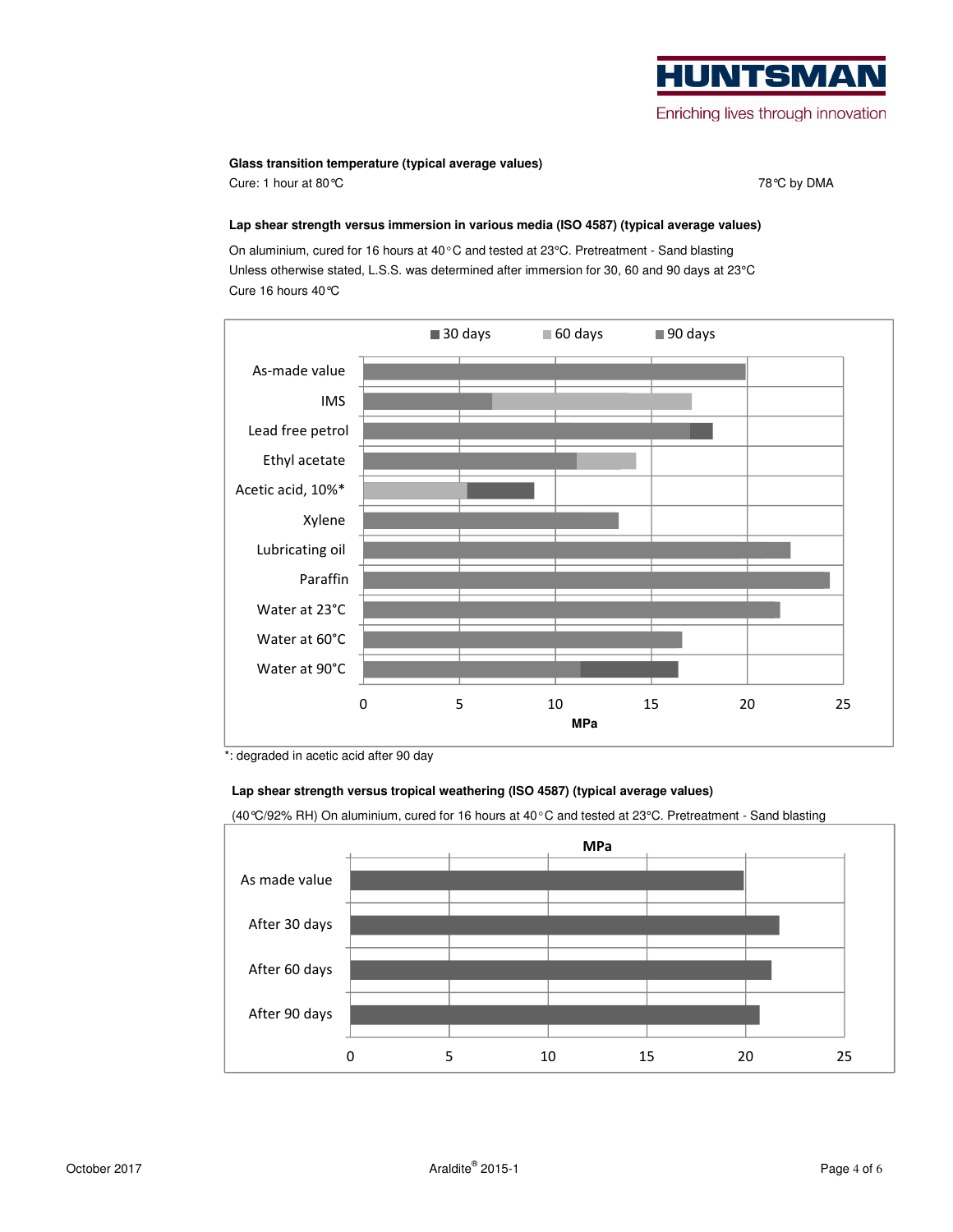**Glass transition temperature (typical average values)**

Cure: 1 hour at 80°C — 78°C by DMA

**Lap shear strength versus immersion in various media (ISO 4587) (typical average values)**

On aluminium, cured for 16 hours at 40°C and tested at 23°C. Pretreatment - Sand blasting
Unless otherwise stated, L.S.S. was determined after immersion for 30, 60 and 90 days at 23°C
Cure 16 hours 40°C

*: degraded in acetic acid after 90 day

**Lap shear strength versus tropical weathering (ISO 4587) (typical average values)**

(40°C/92% RH) On aluminium, cured for 16 hours at 40°C and tested at 23°C. Pretreatment - Sand blasting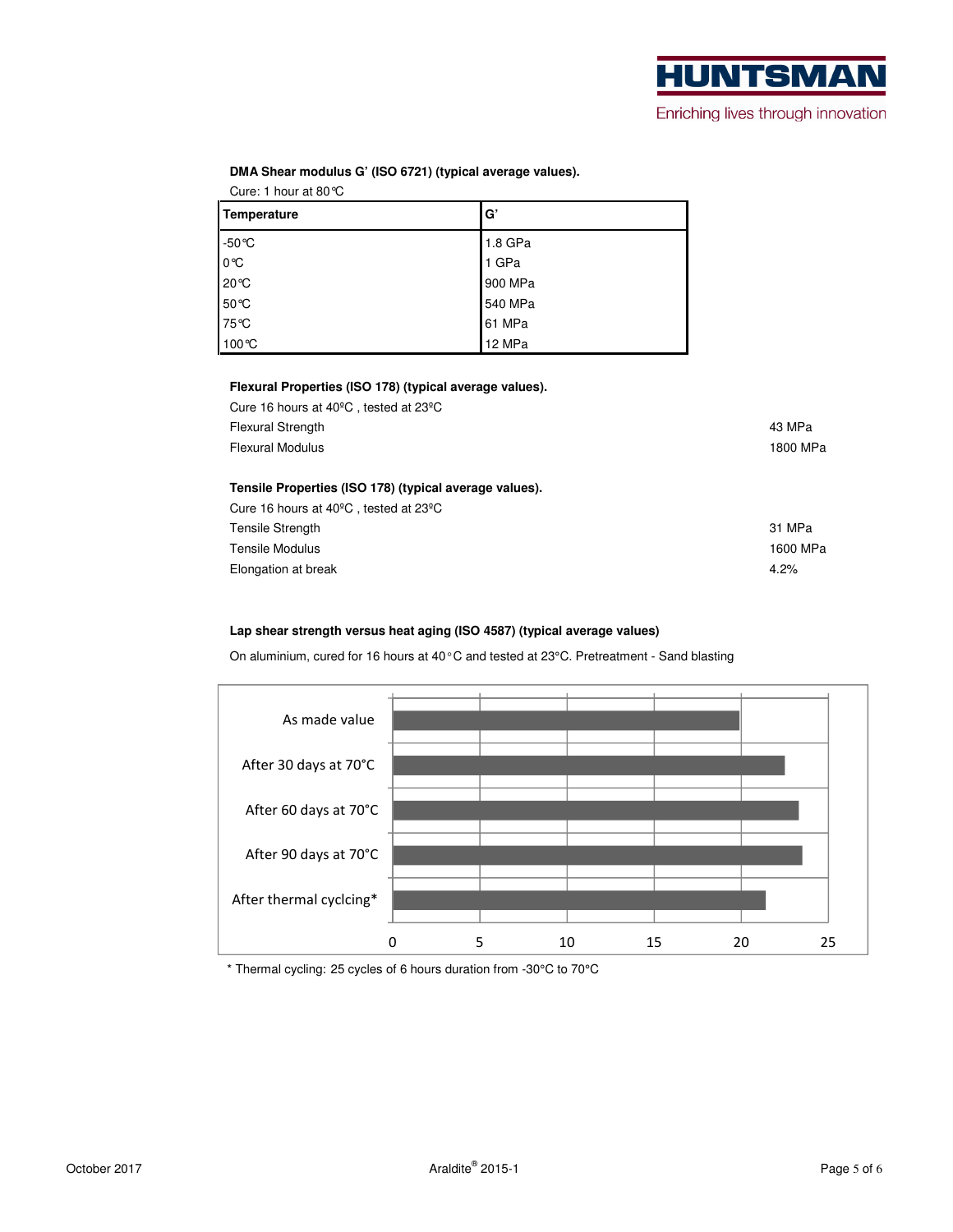**DMA Shear modulus G' (ISO 6721) (typical average values).**

Cure: 1 hour at 80°C

| Temperature | G' |
|---|---|
| -50°C | 1.8 GPa |
| 0°C | 1 GPa |
| 20°C | 900 MPa |
| 50°C | 540 MPa |
| 75°C | 61 MPa |
| 100°C | 12 MPa |

**Flexural Properties (ISO 178) (typical average values).**

Cure 16 hours at 40ºC , tested at 23ºC

| | |
|---|---|
| Flexural Strength | 43 MPa |
| Flexural Modulus | 1800 MPa |

**Tensile Properties (ISO 178) (typical average values).**

Cure 16 hours at 40ºC , tested at 23ºC

| | |
|---|---|
| Tensile Strength | 31 MPa |
| Tensile Modulus | 1600 MPa |
| Elongation at break | 4.2% |

**Lap shear strength versus heat aging (ISO 4587) (typical average values)**

On aluminium, cured for 16 hours at 40°C and tested at 23°C. Pretreatment - Sand blasting

| Condition | Lap shear strength (approx., from chart) |
|---|---|
| As made value | ~20 |
| After 30 days at 70°C | ~22.5 |
| After 60 days at 70°C | ~23.3 |
| After 90 days at 70°C | ~23.5 |
| After thermal cyclcing* | ~21.5 |

Axis: 0, 5, 10, 15, 20, 25

\* Thermal cycling: 25 cycles of 6 hours duration from -30°C to 70°C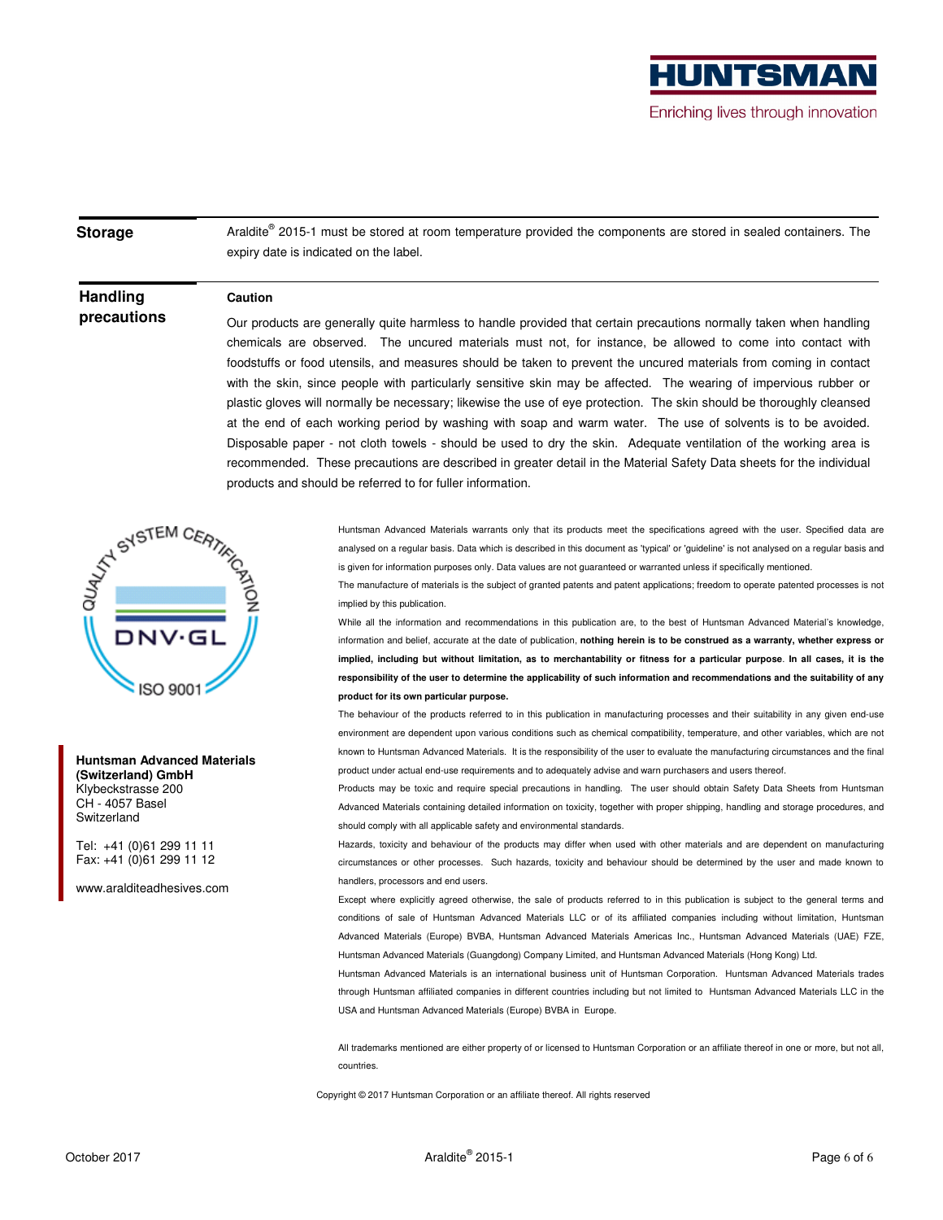## Storage

Araldite® 2015-1 must be stored at room temperature provided the components are stored in sealed containers. The expiry date is indicated on the label.

## Handling precautions

**Caution**

Our products are generally quite harmless to handle provided that certain precautions normally taken when handling chemicals are observed. The uncured materials must not, for instance, be allowed to come into contact with foodstuffs or food utensils, and measures should be taken to prevent the uncured materials from coming in contact with the skin, since people with particularly sensitive skin may be affected. The wearing of impervious rubber or plastic gloves will normally be necessary; likewise the use of eye protection. The skin should be thoroughly cleansed at the end of each working period by washing with soap and warm water. The use of solvents is to be avoided. Disposable paper - not cloth towels - should be used to dry the skin. Adequate ventilation of the working area is recommended. These precautions are described in greater detail in the Material Safety Data sheets for the individual products and should be referred to for fuller information.

**Huntsman Advanced Materials (Switzerland) GmbH**
Klybeckstrasse 200
CH - 4057 Basel
Switzerland

Tel: +41 (0)61 299 11 11
Fax: +41 (0)61 299 11 12

www.aralditeadhesives.com

Huntsman Advanced Materials warrants only that its products meet the specifications agreed with the user. Specified data are analysed on a regular basis. Data which is described in this document as 'typical' or 'guideline' is not analysed on a regular basis and is given for information purposes only. Data values are not guaranteed or warranted unless if specifically mentioned.

The manufacture of materials is the subject of granted patents and patent applications; freedom to operate patented processes is not implied by this publication.

While all the information and recommendations in this publication are, to the best of Huntsman Advanced Material's knowledge, information and belief, accurate at the date of publication, **nothing herein is to be construed as a warranty, whether express or implied, including but without limitation, as to merchantability or fitness for a particular purpose. In all cases, it is the responsibility of the user to determine the applicability of such information and recommendations and the suitability of any product for its own particular purpose.**

The behaviour of the products referred to in this publication in manufacturing processes and their suitability in any given end-use environment are dependent upon various conditions such as chemical compatibility, temperature, and other variables, which are not known to Huntsman Advanced Materials. It is the responsibility of the user to evaluate the manufacturing circumstances and the final product under actual end-use requirements and to adequately advise and warn purchasers and users thereof.

Products may be toxic and require special precautions in handling. The user should obtain Safety Data Sheets from Huntsman Advanced Materials containing detailed information on toxicity, together with proper shipping, handling and storage procedures, and should comply with all applicable safety and environmental standards.

Hazards, toxicity and behaviour of the products may differ when used with other materials and are dependent on manufacturing circumstances or other processes. Such hazards, toxicity and behaviour should be determined by the user and made known to handlers, processors and end users.

Except where explicitly agreed otherwise, the sale of products referred to in this publication is subject to the general terms and conditions of sale of Huntsman Advanced Materials LLC or of its affiliated companies including without limitation, Huntsman Advanced Materials (Europe) BVBA, Huntsman Advanced Materials Americas Inc., Huntsman Advanced Materials (UAE) FZE, Huntsman Advanced Materials (Guangdong) Company Limited, and Huntsman Advanced Materials (Hong Kong) Ltd.

Huntsman Advanced Materials is an international business unit of Huntsman Corporation. Huntsman Advanced Materials trades through Huntsman affiliated companies in different countries including but not limited to Huntsman Advanced Materials LLC in the USA and Huntsman Advanced Materials (Europe) BVBA in Europe.

All trademarks mentioned are either property of or licensed to Huntsman Corporation or an affiliate thereof in one or more, but not all, countries.

Copyright © 2017 Huntsman Corporation or an affiliate thereof. All rights reserved